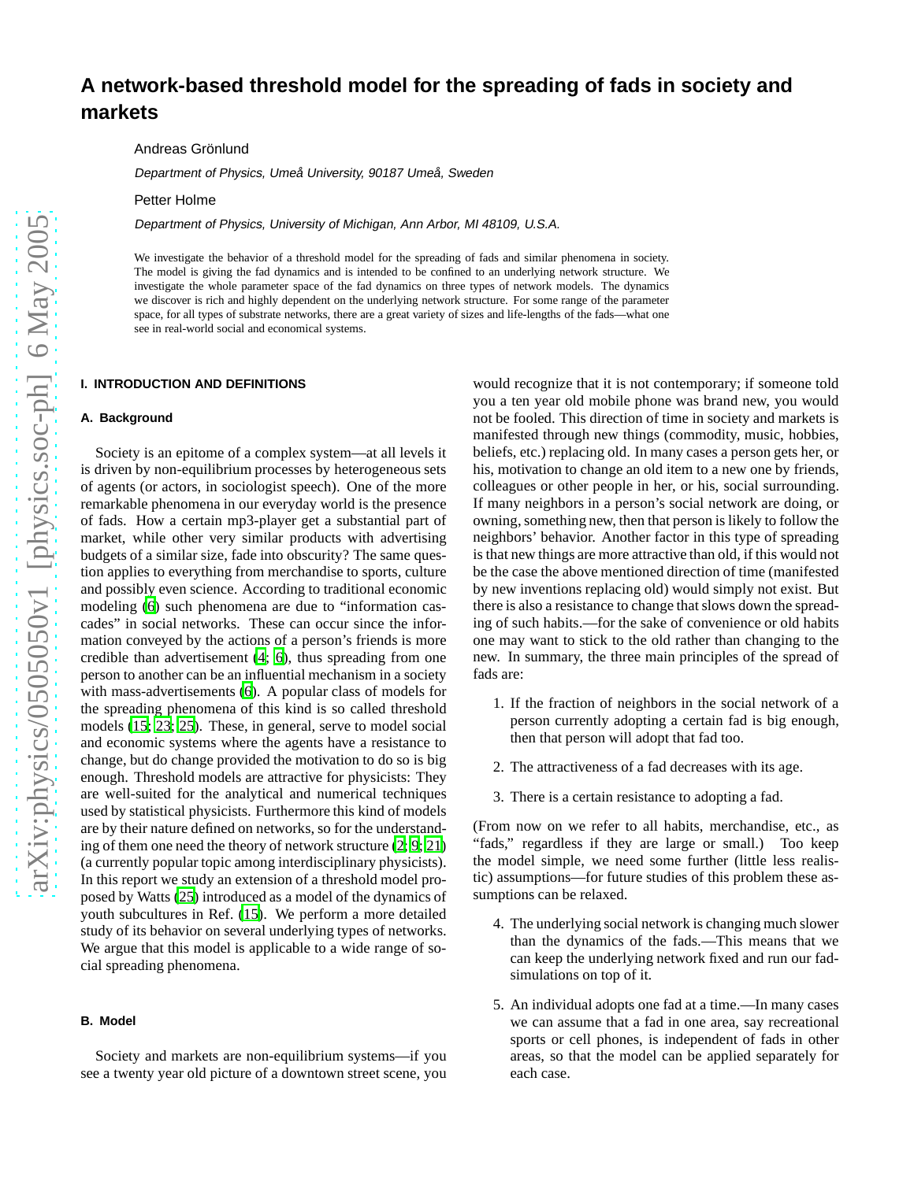# A network-based threshold model for the spreading of fads in society and markets

Andreas Grönlund

*Department of Physics, Umeå University, 90187 Umeå, Sweden*

Petter Holme

*Department of Physics, University of Michigan, Ann Arbor, MI 48109, U.S.A.*

We investigate the behavior of a threshold model for the spreading of fads and similar phenomena in society. The model is giving the fad dynamics and is intended to be confined to an underlying network structure. We investigate the whole parameter space of the fad dynamics on three types of network models. The dynamics we discover is rich and highly dependent on the underlying network structure. For some range of the parameter space, for all types of substrate networks, there are a great variety of sizes and life-lengths of the fads—what one see in real-world social and economical systems.

## I. INTRODUCTION AND DEFINITIONS

### A. Background

Society is an epitome of a complex system—at all levels it is driven by non-equilibrium processes by heterogeneous sets of agents (or actors, in sociologist speech). One of the more remarkable phenomena in our everyday world is the presence of fads. How a certain mp3-player get a substantial part of market, while other very similar products with advertising budgets of a similar size, fade into obscurity? The same question applies to everything from merchandise to sports, culture and possibly even science. According to traditional economic modeling (6) such phenomena are due to "information cascades" in social networks. These can occur since the information conveyed by the actions of a person's friends is more credible than advertisement (4; 6), thus spreading from one person to another can be an influential mechanism in a society with mass-advertisements (6). A popular class of models for the spreading phenomena of this kind is so called threshold models (15; 23; 25). These, in general, serve to model social and economic systems where the agents have a resistance to change, but do change provided the motivation to do so is big enough. Threshold models are attractive for physicists: They are well-suited for the analytical and numerical techniques used by statistical physicists. Furthermore this kind of models are by their nature defined on networks, so for the understanding of them one need the theory of network structure (2; 9; 21) (a currently popular topic among interdisciplinary physicists). In this report we study an extension of a threshold model proposed by Watts (25) introduced as a model of the dynamics of youth subcultures in Ref. (15). We perform a more detailed study of its behavior on several underlying types of networks. We argue that this model is applicable to a wide range of social spreading phenomena.

### B. Model

Society and markets are non-equilibrium systems—if you see a twenty year old picture of a downtown street scene, you would recognize that it is not contemporary; if someone told you a ten year old mobile phone was brand new, you would not be fooled. This direction of time in society and markets is manifested through new things (commodity, music, hobbies, beliefs, etc.) replacing old. In many cases a person gets her, or his, motivation to change an old item to a new one by friends, colleagues or other people in her, or his, social surrounding. If many neighbors in a person's social network are doing, or owning, something new, then that person is likely to follow the neighbors' behavior. Another factor in this type of spreading is that new things are more attractive than old, if this would not be the case the above mentioned direction of time (manifested by new inventions replacing old) would simply not exist. But there is also a resistance to change that slows down the spreading of such habits.—for the sake of convenience or old habits one may want to stick to the old rather than changing to the new. In summary, the three main principles of the spread of fads are:

1. If the fraction of neighbors in the social network of a person currently adopting a certain fad is big enough, then that person will adopt that fad too.
2. The attractiveness of a fad decreases with its age.
3. There is a certain resistance to adopting a fad.

(From now on we refer to all habits, merchandise, etc., as "fads," regardless if they are large or small.) Too keep the model simple, we need some further (little less realistic) assumptions—for future studies of this problem these assumptions can be relaxed.

4. The underlying social network is changing much slower than the dynamics of the fads.—This means that we can keep the underlying network fixed and run our fad-simulations on top of it.
5. An individual adopts one fad at a time.—In many cases we can assume that a fad in one area, say recreational sports or cell phones, is independent of fads in other areas, so that the model can be applied separately for each case.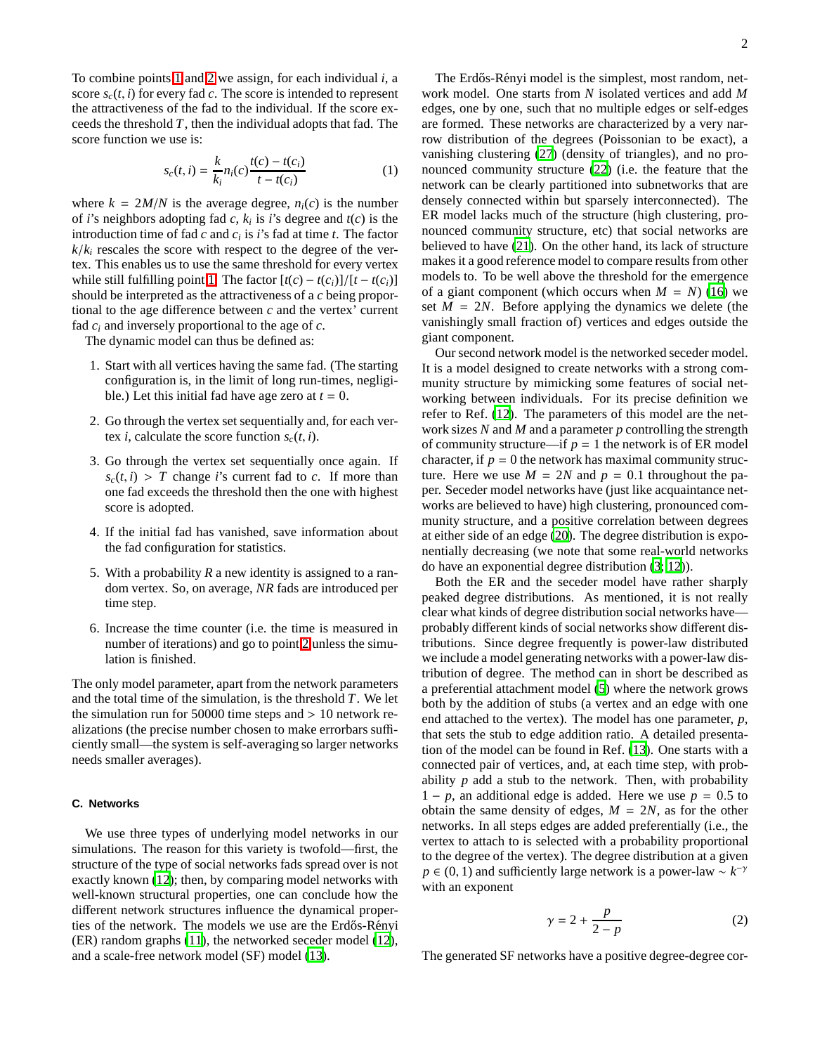To combine points 1 and 2 we assign, for each individual $i$, a score $s_c(t,i)$ for every fad $c$. The score is intended to represent the attractiveness of the fad to the individual. If the score exceeds the threshold $T$, then the individual adopts that fad. The score function we use is:

$$s_c(t,i) = \frac{k}{k_i} n_i(c) \frac{t(c) - t(c_i)}{t - t(c_i)} \tag{1}$$

where $k = 2M/N$ is the average degree, $n_i(c)$ is the number of $i$'s neighbors adopting fad $c$, $k_i$ is $i$'s degree and $t(c)$ is the introduction time of fad $c$ and $c_i$ is $i$'s fad at time $t$. The factor $k/k_i$ rescales the score with respect to the degree of the vertex. This enables us to use the same threshold for every vertex while still fulfilling point 1. The factor $[t(c) - t(c_i)]/[t - t(c_i)]$ should be interpreted as the attractiveness of a $c$ being proportional to the age difference between $c$ and the vertex' current fad $c_i$ and inversely proportional to the age of $c$.

The dynamic model can thus be defined as:

1. Start with all vertices having the same fad. (The starting configuration is, in the limit of long run-times, negligible.) Let this initial fad have age zero at $t = 0$.
2. Go through the vertex set sequentially and, for each vertex $i$, calculate the score function $s_c(t,i)$.
3. Go through the vertex set sequentially once again. If $s_c(t,i) > T$ change $i$'s current fad to $c$. If more than one fad exceeds the threshold then the one with highest score is adopted.
4. If the initial fad has vanished, save information about the fad configuration for statistics.
5. With a probability $R$ a new identity is assigned to a random vertex. So, on average, $NR$ fads are introduced per time step.
6. Increase the time counter (i.e. the time is measured in number of iterations) and go to point 2 unless the simulation is finished.

The only model parameter, apart from the network parameters and the total time of the simulation, is the threshold $T$. We let the simulation run for 50000 time steps and > 10 network realizations (the precise number chosen to make errorbars sufficiently small—the system is self-averaging so larger networks needs smaller averages).

### C. Networks

We use three types of underlying model networks in our simulations. The reason for this variety is twofold—first, the structure of the type of social networks fads spread over is not exactly known (12); then, by comparing model networks with well-known structural properties, one can conclude how the different network structures influence the dynamical properties of the network. The models we use are the Erdős-Rényi (ER) random graphs (11), the networked seceder model (12), and a scale-free network model (SF) model (13).

The Erdős-Rényi model is the simplest, most random, network model. One starts from $N$ isolated vertices and add $M$ edges, one by one, such that no multiple edges or self-edges are formed. These networks are characterized by a very narrow distribution of the degrees (Poissonian to be exact), a vanishing clustering (27) (density of triangles), and no pronounced community structure (22) (i.e. the feature that the network can be clearly partitioned into subnetworks that are densely connected within but sparsely interconnected). The ER model lacks much of the structure (high clustering, pronounced community structure, etc) that social networks are believed to have (21). On the other hand, its lack of structure makes it a good reference model to compare results from other models to. To be well above the threshold for the emergence of a giant component (which occurs when $M = N$) (16) we set $M = 2N$. Before applying the dynamics we delete (the vanishingly small fraction of) vertices and edges outside the giant component.

Our second network model is the networked seceder model. It is a model designed to create networks with a strong community structure by mimicking some features of social networking between individuals. For its precise definition we refer to Ref. (12). The parameters of this model are the network sizes $N$ and $M$ and a parameter $p$ controlling the strength of community structure—if $p = 1$ the network is of ER model character, if $p = 0$ the network has maximal community structure. Here we use $M = 2N$ and $p = 0.1$ throughout the paper. Seceder model networks have (just like acquaintance networks are believed to have) high clustering, pronounced community structure, and a positive correlation between degrees at either side of an edge (20). The degree distribution is exponentially decreasing (we note that some real-world networks do have an exponential degree distribution (3; 12)).

Both the ER and the seceder model have rather sharply peaked degree distributions. As mentioned, it is not really clear what kinds of degree distribution social networks have—probably different kinds of social networks show different distributions. Since degree frequently is power-law distributed we include a model generating networks with a power-law distribution of degree. The method can in short be described as a preferential attachment model (5) where the network grows both by the addition of stubs (a vertex and an edge with one end attached to the vertex). The model has one parameter, $p$, that sets the stub to edge addition ratio. A detailed presentation of the model can be found in Ref. (13). One starts with a connected pair of vertices, and, at each time step, with probability $p$ add a stub to the network. Then, with probability $1 - p$, an additional edge is added. Here we use $p = 0.5$ to obtain the same density of edges, $M = 2N$, as for the other networks. In all steps edges are added preferentially (i.e., the vertex to attach to is selected with a probability proportional to the degree of the vertex). The degree distribution at a given $p \in (0,1)$ and sufficiently large network is a power-law $\sim k^{-\gamma}$ with an exponent

$$\gamma = 2 + \frac{p}{2-p} \tag{2}$$

The generated SF networks have a positive degree-degree cor-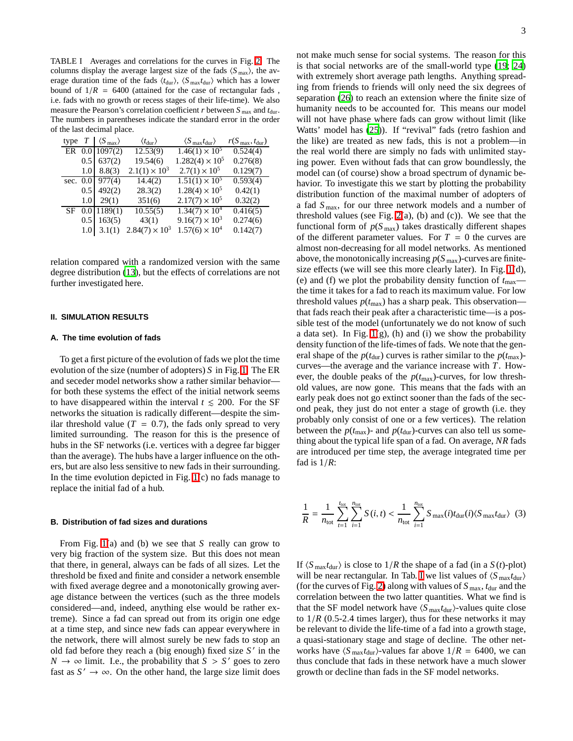TABLE I Averages and correlations for the curves in Fig. 2. The columns display the average largest size of the fads $\langle S_{\max}\rangle$, the average duration time of the fads $\langle t_{\rm dur}\rangle$, $\langle S_{\max} t_{\rm dur}\rangle$ which has a lower bound of $1/R = 6400$ (attained for the case of rectangular fads , i.e. fads with no growth or recess stages of their life-time). We also measure the Pearson's correlation coefficient $r$ between $S_{\max}$ and $t_{\rm dur}$. The numbers in parentheses indicate the standard error in the order of the last decimal place.

| type | $T$ | $\langle S_{\max}\rangle$ | $\langle t_{\rm dur}\rangle$ | $\langle S_{\max} t_{\rm dur}\rangle$ | $r(S_{\max}, t_{\rm dur})$ |
|---|---|---|---|---|---|
| ER | 0.0 | 1097(2) | 12.53(9) | $1.46(1)\times 10^5$ | 0.524(4) |
| | 0.5 | 637(2) | 19.54(6) | $1.282(4)\times 10^5$ | 0.276(8) |
| | 1.0 | 8.8(3) | $2.1(1)\times 10^3$ | $2.7(1)\times 10^5$ | 0.129(7) |
| sec. | 0.0 | 977(4) | 14.4(2) | $1.51(1)\times 10^5$ | 0.593(4) |
| | 0.5 | 492(2) | 28.3(2) | $1.28(4)\times 10^5$ | 0.42(1) |
| | 1.0 | 29(1) | 351(6) | $2.17(7)\times 10^5$ | 0.32(2) |
| SF | 0.0 | 1189(1) | 10.55(5) | $1.34(7)\times 10^4$ | 0.416(5) |
| | 0.5 | 163(5) | 43(1) | $9.16(7)\times 10^3$ | 0.274(6) |
| | 1.0 | 3.1(1) | $2.84(7)\times 10^3$ | $1.57(6)\times 10^4$ | 0.142(7) |

relation compared with a randomized version with the same degree distribution (13), but the effects of correlations are not further investigated here.

## II. SIMULATION RESULTS

### A. The time evolution of fads

To get a first picture of the evolution of fads we plot the time evolution of the size (number of adopters) $S$ in Fig. 1. The ER and seceder model networks show a rather similar behavior—for both these systems the effect of the initial network seems to have disappeared within the interval $t \lesssim 200$. For the SF networks the situation is radically different—despite the similar threshold value ($T = 0.7$), the fads only spread to very limited surrounding. The reason for this is the presence of hubs in the SF networks (i.e. vertices with a degree far bigger than the average). The hubs have a larger influence on the others, but are also less sensitive to new fads in their surrounding. In the time evolution depicted in Fig. 1(c) no fads manage to replace the initial fad of a hub.

### B. Distribution of fad sizes and durations

From Fig. 1(a) and (b) we see that $S$ really can grow to very big fraction of the system size. But this does not mean that there, in general, always can be fads of all sizes. Let the threshold be fixed and finite and consider a network ensemble with fixed average degree and a monotonically growing average distance between the vertices (such as the three models considered—and, indeed, anything else would be rather extreme). Since a fad can spread out from its origin one edge at a time step, and since new fads can appear everywhere in the network, there will almost surely be new fads to stop an old fad before they reach a (big enough) fixed size $S'$ in the $N\to\infty$ limit. I.e., the probability that $S > S'$ goes to zero fast as $S'\to\infty$. On the other hand, the large size limit does not make much sense for social systems. The reason for this is that social networks are of the small-world type (19; 24) with extremely short average path lengths. Anything spreading from friends to friends will only need the six degrees of separation (26) to reach an extension where the finite size of humanity needs to be accounted for. This means our model will not have phase where fads can grow without limit (like Watts' model has (25)). If "revival" fads (retro fashion and the like) are treated as new fads, this is not a problem—in the real world there are simply no fads with unlimited staying power. Even without fads that can grow boundlessly, the model can (of course) show a broad spectrum of dynamic behavior. To investigate this we start by plotting the probability distribution function of the maximal number of adopters of a fad $S_{\max}$, for our three network models and a number of threshold values (see Fig. 2(a), (b) and (c)). We see that the functional form of $p(S_{\max})$ takes drastically different shapes of the different parameter values. For $T = 0$ the curves are almost non-decreasing for all model networks. As mentioned above, the monotonically increasing $p(S_{\max})$-curves are finite-size effects (we will see this more clearly later). In Fig. 1(d), (e) and (f) we plot the probability density function of $t_{\max}$—the time it takes for a fad to reach its maximum value. For low threshold values $p(t_{\max})$ has a sharp peak. This observation—that fads reach their peak after a characteristic time—is a possible test of the model (unfortunately we do not know of such a data set). In Fig. 1(g), (h) and (i) we show the probability density function of the life-times of fads. We note that the general shape of the $p(t_{\rm dur})$ curves is rather similar to the $p(t_{\max})$-curves—the average and the variance increase with $T$. However, the double peaks of the $p(t_{\max})$-curves, for low threshold values, are now gone. This means that the fads with an early peak does not go extinct sooner than the fads of the second peak, they just do not enter a stage of growth (i.e. they probably only consist of one or a few vertices). The relation between the $p(t_{\max})$- and $p(t_{\rm dur})$-curves can also tell us something about the typical life span of a fad. On average, $NR$ fads are introduced per time step, the average integrated time per fad is $1/R$:

$$\frac{1}{R} = \frac{1}{n_{\rm tot}}\sum_{t=1}^{t_{\rm tot}}\sum_{i=1}^{n_{\rm tot}} S(i,t) < \frac{1}{n_{\rm tot}}\sum_{i=1}^{n_{\rm tot}} S_{\max}(i) t_{\rm dur}(i) \langle S_{\max} t_{\rm dur}\rangle \quad (3)$$

If $\langle S_{\max} t_{\rm dur}\rangle$ is close to $1/R$ the shape of a fad (in a $S(t)$-plot) will be near rectangular. In Tab. I we list values of $\langle S_{\max} t_{\rm dur}\rangle$ (for the curves of Fig. 2) along with values of $S_{\max}$, $t_{\rm dur}$ and the correlation between the two latter quantities. What we find is that the SF model network have $\langle S_{\max} t_{\rm dur}\rangle$-values quite close to $1/R$ (0.5-2.4 times larger), thus for these networks it may be relevant to divide the life-time of a fad into a growth stage, a quasi-stationary stage and stage of decline. The other networks have $\langle S_{\max} t_{\rm dur}\rangle$-values far above $1/R = 6400$, we can thus conclude that fads in these network have a much slower growth or decline than fads in the SF model networks.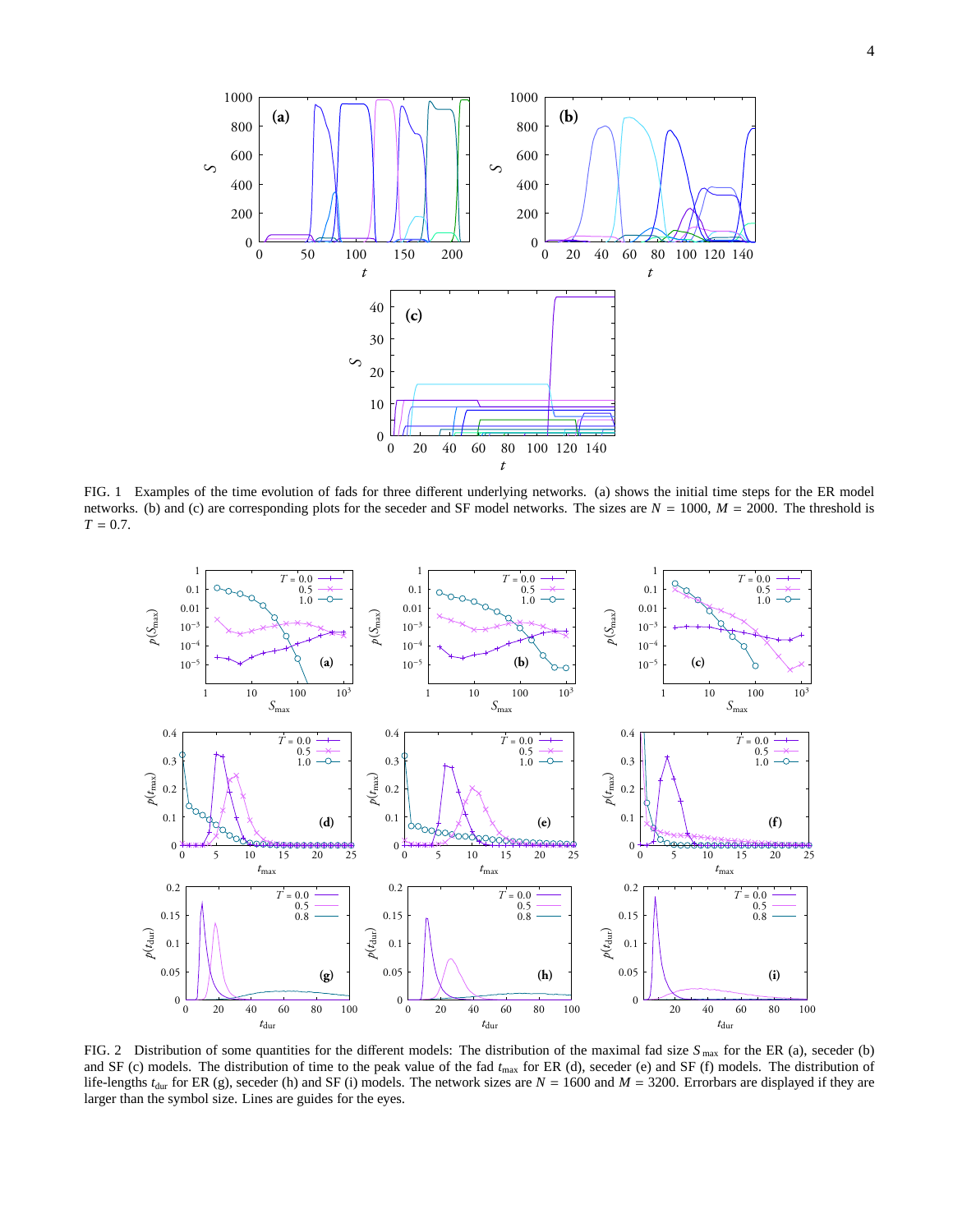FIG. 1 Examples of the time evolution of fads for three different underlying networks. (a) shows the initial time steps for the ER model networks. (b) and (c) are corresponding plots for the seceder and SF model networks. The sizes are $N = 1000$, $M = 2000$. The threshold is $T = 0.7$.

FIG. 2 Distribution of some quantities for the different models: The distribution of the maximal fad size $S_{\max}$ for the ER (a), seceder (b) and SF (c) models. The distribution of time to the peak value of the fad $t_{\max}$ for ER (d), seceder (e) and SF (f) models. The distribution of life-lengths $t_{\text{dur}}$ for ER (g), seceder (h) and SF (i) models. The network sizes are $N = 1600$ and $M = 3200$. Errorbars are displayed if they are larger than the symbol size. Lines are guides for the eyes.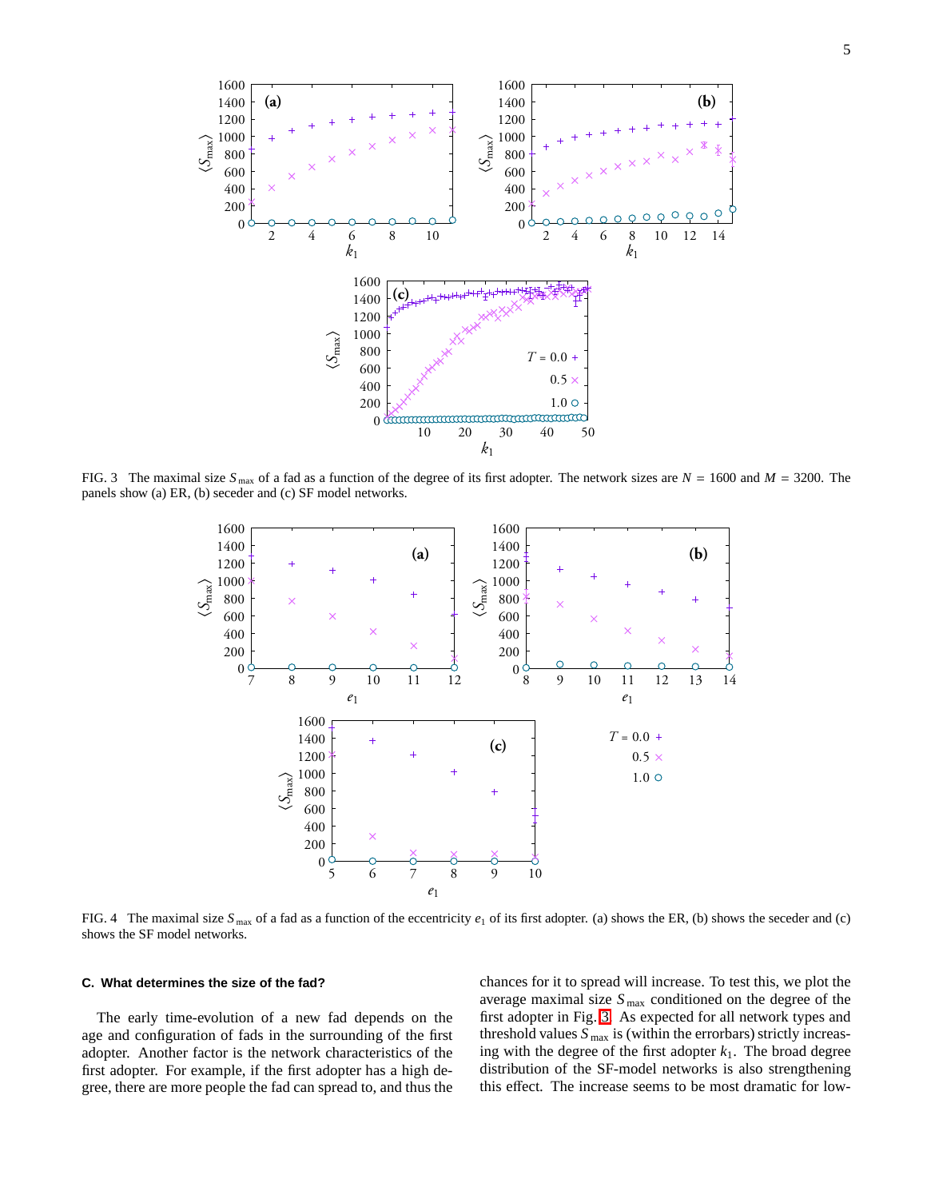FIG. 3  The maximal size $S_{\max}$ of a fad as a function of the degree of its first adopter. The network sizes are $N = 1600$ and $M = 3200$. The panels show (a) ER, (b) seceder and (c) SF model networks.

FIG. 4  The maximal size $S_{\max}$ of a fad as a function of the eccentricity $e_1$ of its first adopter. (a) shows the ER, (b) shows the seceder and (c) shows the SF model networks.

### C. What determines the size of the fad?

The early time-evolution of a new fad depends on the age and configuration of fads in the surrounding of the first adopter. Another factor is the network characteristics of the first adopter. For example, if the first adopter has a high degree, there are more people the fad can spread to, and thus the chances for it to spread will increase. To test this, we plot the average maximal size $S_{\max}$ conditioned on the degree of the first adopter in Fig. 3. As expected for all network types and threshold values $S_{\max}$ is (within the errorbars) strictly increasing with the degree of the first adopter $k_1$. The broad degree distribution of the SF-model networks is also strengthening this effect. The increase seems to be most dramatic for low-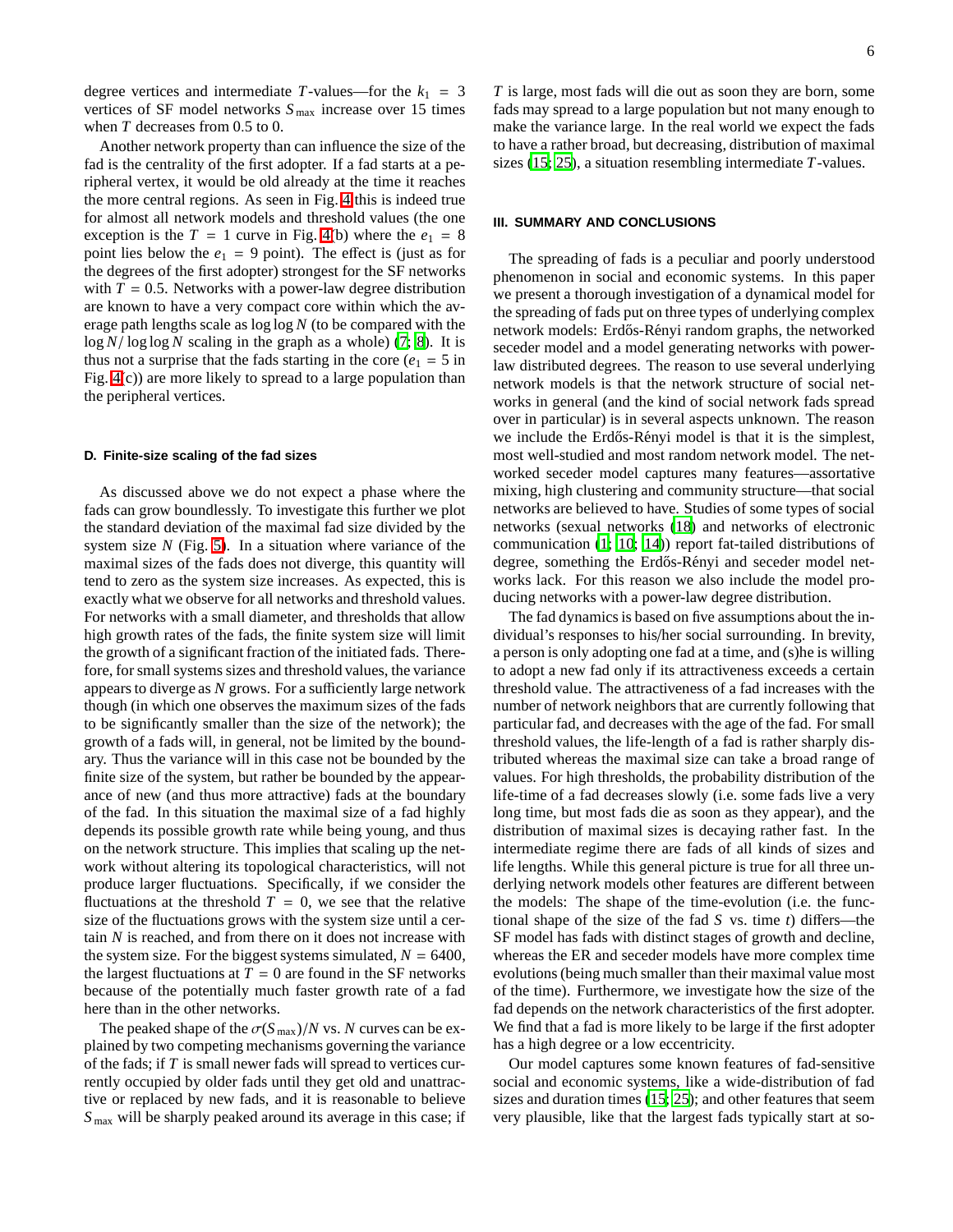degree vertices and intermediate $T$-values—for the $k_1 = 3$ vertices of SF model networks $S_{\max}$ increase over 15 times when $T$ decreases from 0.5 to 0.

Another network property than can influence the size of the fad is the centrality of the first adopter. If a fad starts at a peripheral vertex, it would be old already at the time it reaches the more central regions. As seen in Fig. 4 this is indeed true for almost all network models and threshold values (the one exception is the $T = 1$ curve in Fig. 4(b) where the $e_1 = 8$ point lies below the $e_1 = 9$ point). The effect is (just as for the degrees of the first adopter) strongest for the SF networks with $T = 0.5$. Networks with a power-law degree distribution are known to have a very compact core within which the average path lengths scale as $\log \log N$ (to be compared with the $\log N / \log \log N$ scaling in the graph as a whole) (7; 8). It is thus not a surprise that the fads starting in the core ($e_1 = 5$ in Fig. 4(c)) are more likely to spread to a large population than the peripheral vertices.

### D. Finite-size scaling of the fad sizes

As discussed above we do not expect a phase where the fads can grow boundlessly. To investigate this further we plot the standard deviation of the maximal fad size divided by the system size $N$ (Fig. 5). In a situation where variance of the maximal sizes of the fads does not diverge, this quantity will tend to zero as the system size increases. As expected, this is exactly what we observe for all networks and threshold values. For networks with a small diameter, and thresholds that allow high growth rates of the fads, the finite system size will limit the growth of a significant fraction of the initiated fads. Therefore, for small systems sizes and threshold values, the variance appears to diverge as $N$ grows. For a sufficiently large network though (in which one observes the maximum sizes of the fads to be significantly smaller than the size of the network); the growth of a fads will, in general, not be limited by the boundary. Thus the variance will in this case not be bounded by the finite size of the system, but rather be bounded by the appearance of new (and thus more attractive) fads at the boundary of the fad. In this situation the maximal size of a fad highly depends its possible growth rate while being young, and thus on the network structure. This implies that scaling up the network without altering its topological characteristics, will not produce larger fluctuations. Specifically, if we consider the fluctuations at the threshold $T = 0$, we see that the relative size of the fluctuations grows with the system size until a certain $N$ is reached, and from there on it does not increase with the system size. For the biggest systems simulated, $N = 6400$, the largest fluctuations at $T = 0$ are found in the SF networks because of the potentially much faster growth rate of a fad here than in the other networks.

The peaked shape of the $\sigma(S_{\max})/N$ vs. $N$ curves can be explained by two competing mechanisms governing the variance of the fads; if $T$ is small newer fads will spread to vertices currently occupied by older fads until they get old and unattractive or replaced by new fads, and it is reasonable to believe $S_{\max}$ will be sharply peaked around its average in this case; if $T$ is large, most fads will die out as soon as they are born, some fads may spread to a large population but not many enough to make the variance large. In the real world we expect the fads to have a rather broad, but decreasing, distribution of maximal sizes (15; 25), a situation resembling intermediate $T$-values.

## III. SUMMARY AND CONCLUSIONS

The spreading of fads is a peculiar and poorly understood phenomenon in social and economic systems. In this paper we present a thorough investigation of a dynamical model for the spreading of fads put on three types of underlying complex network models: Erdős-Rényi random graphs, the networked seceder model and a model generating networks with power-law distributed degrees. The reason to use several underlying network models is that the network structure of social networks in general (and the kind of social network fads spread over in particular) is in several aspects unknown. The reason we include the Erdős-Rényi model is that it is the simplest, most well-studied and most random network model. The networked seceder model captures many features—assortative mixing, high clustering and community structure—that social networks are believed to have. Studies of some types of social networks (sexual networks (18) and networks of electronic communication (1; 10; 14)) report fat-tailed distributions of degree, something the Erdős-Rényi and seceder model networks lack. For this reason we also include the model producing networks with a power-law degree distribution.

The fad dynamics is based on five assumptions about the individual's responses to his/her social surrounding. In brevity, a person is only adopting one fad at a time, and (s)he is willing to adopt a new fad only if its attractiveness exceeds a certain threshold value. The attractiveness of a fad increases with the number of network neighbors that are currently following that particular fad, and decreases with the age of the fad. For small threshold values, the life-length of a fad is rather sharply distributed whereas the maximal size can take a broad range of values. For high thresholds, the probability distribution of the life-time of a fad decreases slowly (i.e. some fads live a very long time, but most fads die as soon as they appear), and the distribution of maximal sizes is decaying rather fast. In the intermediate regime there are fads of all kinds of sizes and life lengths. While this general picture is true for all three underlying network models other features are different between the models: The shape of the time-evolution (i.e. the functional shape of the size of the fad $S$ vs. time $t$) differs—the SF model has fads with distinct stages of growth and decline, whereas the ER and seceder models have more complex time evolutions (being much smaller than their maximal value most of the time). Furthermore, we investigate how the size of the fad depends on the network characteristics of the first adopter. We find that a fad is more likely to be large if the first adopter has a high degree or a low eccentricity.

Our model captures some known features of fad-sensitive social and economic systems, like a wide-distribution of fad sizes and duration times (15; 25); and other features that seem very plausible, like that the largest fads typically start at so-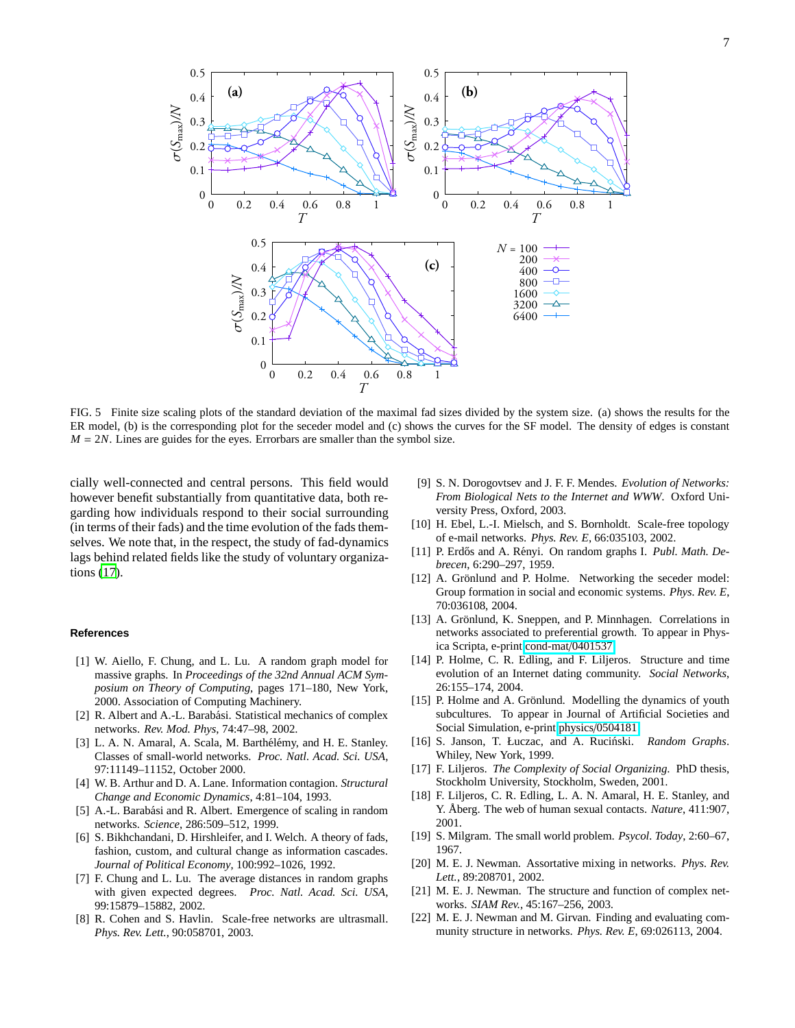FIG. 5 Finite size scaling plots of the standard deviation of the maximal fad sizes divided by the system size. (a) shows the results for the ER model, (b) is the corresponding plot for the seceder model and (c) shows the curves for the SF model. The density of edges is constant $M = 2N$. Lines are guides for the eyes. Errorbars are smaller than the symbol size.

cially well-connected and central persons. This field would however benefit substantially from quantitative data, both regarding how individuals respond to their social surrounding (in terms of their fads) and the time evolution of the fads themselves. We note that, in the respect, the study of fad-dynamics lags behind related fields like the study of voluntary organizations (17).

## References

[1] W. Aiello, F. Chung, and L. Lu. A random graph model for massive graphs. In *Proceedings of the 32nd Annual ACM Symposium on Theory of Computing*, pages 171–180, New York, 2000. Association of Computing Machinery.

[2] R. Albert and A.-L. Barabási. Statistical mechanics of complex networks. *Rev. Mod. Phys*, 74:47–98, 2002.

[3] L. A. N. Amaral, A. Scala, M. Barthélémy, and H. E. Stanley. Classes of small-world networks. *Proc. Natl. Acad. Sci. USA*, 97:11149–11152, October 2000.

[4] W. B. Arthur and D. A. Lane. Information contagion. *Structural Change and Economic Dynamics*, 4:81–104, 1993.

[5] A.-L. Barabási and R. Albert. Emergence of scaling in random networks. *Science*, 286:509–512, 1999.

[6] S. Bikhchandani, D. Hirshleifer, and I. Welch. A theory of fads, fashion, custom, and cultural change as information cascades. *Journal of Political Economy*, 100:992–1026, 1992.

[7] F. Chung and L. Lu. The average distances in random graphs with given expected degrees. *Proc. Natl. Acad. Sci. USA*, 99:15879–15882, 2002.

[8] R. Cohen and S. Havlin. Scale-free networks are ultrasmall. *Phys. Rev. Lett.*, 90:058701, 2003.

[9] S. N. Dorogovtsev and J. F. F. Mendes. *Evolution of Networks: From Biological Nets to the Internet and WWW*. Oxford University Press, Oxford, 2003.

[10] H. Ebel, L.-I. Mielsch, and S. Bornholdt. Scale-free topology of e-mail networks. *Phys. Rev. E*, 66:035103, 2002.

[11] P. Erdős and A. Rényi. On random graphs I. *Publ. Math. Debrecen*, 6:290–297, 1959.

[12] A. Grönlund and P. Holme. Networking the seceder model: Group formation in social and economic systems. *Phys. Rev. E*, 70:036108, 2004.

[13] A. Grönlund, K. Sneppen, and P. Minnhagen. Correlations in networks associated to preferential growth. To appear in Physica Scripta, e-print cond-mat/0401537.

[14] P. Holme, C. R. Edling, and F. Liljeros. Structure and time evolution of an Internet dating community. *Social Networks*, 26:155–174, 2004.

[15] P. Holme and A. Grönlund. Modelling the dynamics of youth subcultures. To appear in Journal of Artificial Societies and Social Simulation, e-print physics/0504181.

[16] S. Janson, T. Łuczac, and A. Ruciński. *Random Graphs*. Whiley, New York, 1999.

[17] F. Liljeros. *The Complexity of Social Organizing*. PhD thesis, Stockholm University, Stockholm, Sweden, 2001.

[18] F. Liljeros, C. R. Edling, L. A. N. Amaral, H. E. Stanley, and Y. Åberg. The web of human sexual contacts. *Nature*, 411:907, 2001.

[19] S. Milgram. The small world problem. *Psycol. Today*, 2:60–67, 1967.

[20] M. E. J. Newman. Assortative mixing in networks. *Phys. Rev. Lett.*, 89:208701, 2002.

[21] M. E. J. Newman. The structure and function of complex networks. *SIAM Rev.*, 45:167–256, 2003.

[22] M. E. J. Newman and M. Girvan. Finding and evaluating community structure in networks. *Phys. Rev. E*, 69:026113, 2004.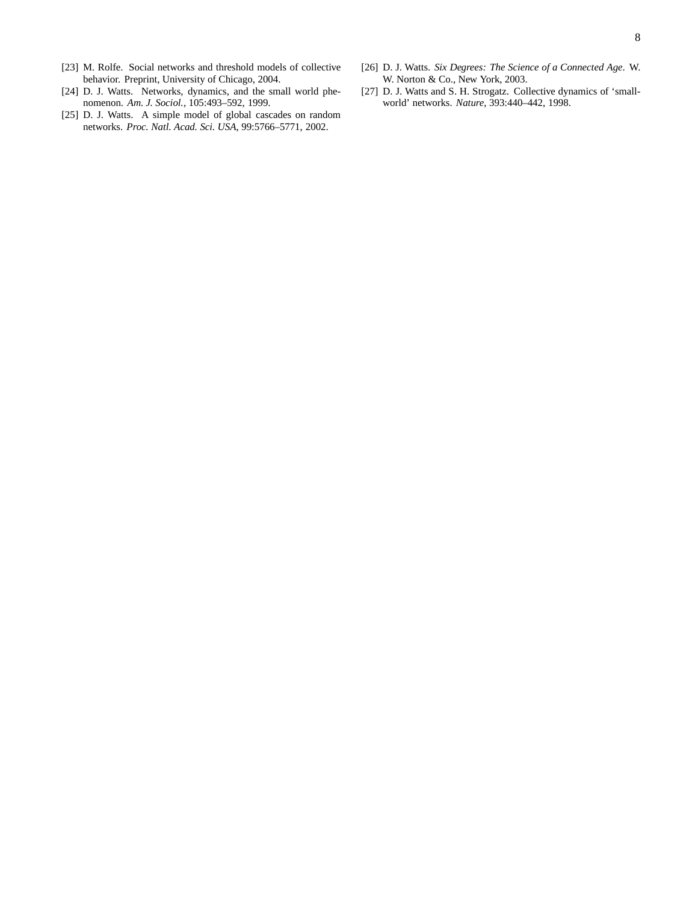[23] M. Rolfe. Social networks and threshold models of collective behavior. Preprint, University of Chicago, 2004.

[24] D. J. Watts. Networks, dynamics, and the small world phenomenon. *Am. J. Sociol.*, 105:493–592, 1999.

[25] D. J. Watts. A simple model of global cascades on random networks. *Proc. Natl. Acad. Sci. USA*, 99:5766–5771, 2002.

[26] D. J. Watts. *Six Degrees: The Science of a Connected Age*. W. W. Norton & Co., New York, 2003.

[27] D. J. Watts and S. H. Strogatz. Collective dynamics of 'small-world' networks. *Nature*, 393:440–442, 1998.